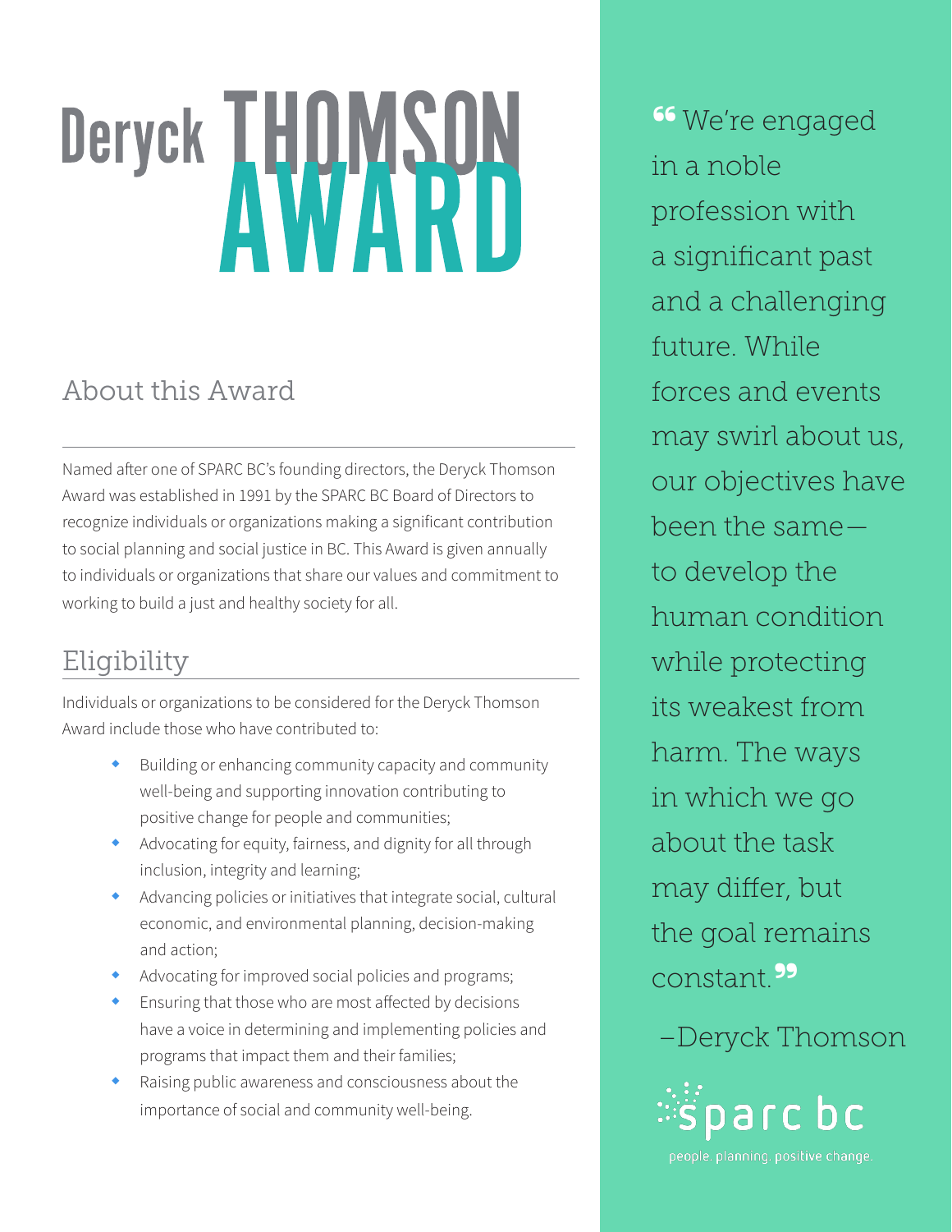# Deryck THOMSON AWARD

## About this Award

Named after one of SPARC BC's founding directors, the Deryck Thomson Award was established in 1991 by the SPARC BC Board of Directors to recognize individuals or organizations making a significant contribution to social planning and social justice in BC. This Award is given annually to individuals or organizations that share our values and commitment to working to build a just and healthy society for all.

## Eligibility

Individuals or organizations to be considered for the Deryck Thomson Award include those who have contributed to:

- Building or enhancing community capacity and community well-being and supporting innovation contributing to positive change for people and communities;
- Advocating for equity, fairness, and dignity for all through inclusion, integrity and learning;
- Advancing policies or initiatives that integrate social, cultural economic, and environmental planning, decision-making and action;
- Advocating for improved social policies and programs;
- Ensuring that those who are most affected by decisions have a voice in determining and implementing policies and programs that impact them and their families;
- Raising public awareness and consciousness about the importance of social and community well-being.

> "We're engaged in a noble profession with a significant past and a challenging future. While forces and events may swirl about us, our objectives have been the same—to develop the human condition while protecting its weakest from harm. The ways in which we go about the task may differ, but the goal remains constant."
>
> –Deryck Thomson

sparc bc

people. planning. positive change.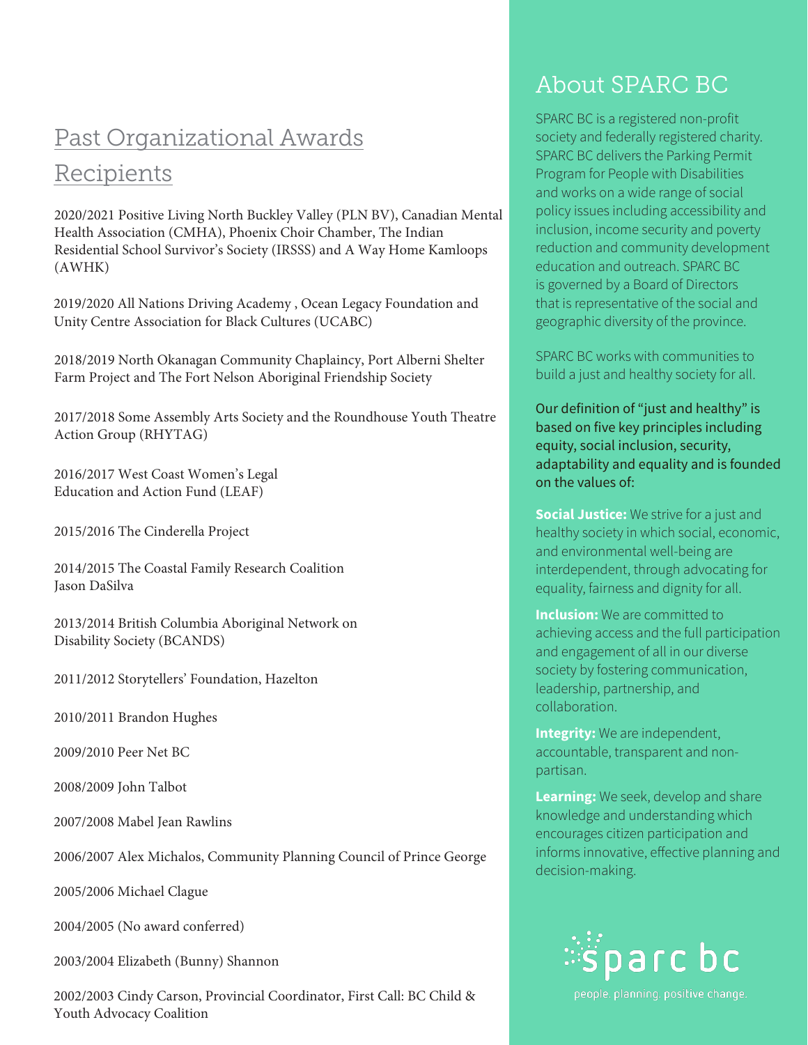## Past Organizational Awards Recipients

2020/2021 Positive Living North Buckley Valley (PLN BV), Canadian Mental Health Association (CMHA), Phoenix Choir Chamber, The Indian Residential School Survivor's Society (IRSSS) and A Way Home Kamloops (AWHK)

2019/2020 All Nations Driving Academy , Ocean Legacy Foundation and Unity Centre Association for Black Cultures (UCABC)

2018/2019 North Okanagan Community Chaplaincy, Port Alberni Shelter Farm Project and The Fort Nelson Aboriginal Friendship Society

2017/2018 Some Assembly Arts Society and the Roundhouse Youth Theatre Action Group (RHYTAG)

2016/2017 West Coast Women's Legal Education and Action Fund (LEAF)

2015/2016 The Cinderella Project

2014/2015 The Coastal Family Research Coalition
Jason DaSilva

2013/2014 British Columbia Aboriginal Network on Disability Society (BCANDS)

2011/2012 Storytellers' Foundation, Hazelton

2010/2011 Brandon Hughes

2009/2010 Peer Net BC

2008/2009 John Talbot

2007/2008 Mabel Jean Rawlins

2006/2007 Alex Michalos, Community Planning Council of Prince George

2005/2006 Michael Clague

2004/2005 (No award conferred)

2003/2004 Elizabeth (Bunny) Shannon

2002/2003 Cindy Carson, Provincial Coordinator, First Call: BC Child & Youth Advocacy Coalition

## About SPARC BC

SPARC BC is a registered non-profit society and federally registered charity. SPARC BC delivers the Parking Permit Program for People with Disabilities and works on a wide range of social policy issues including accessibility and inclusion, income security and poverty reduction and community development education and outreach. SPARC BC is governed by a Board of Directors that is representative of the social and geographic diversity of the province.

SPARC BC works with communities to build a just and healthy society for all.

Our definition of "just and healthy" is based on five key principles including equity, social inclusion, security, adaptability and equality and is founded on the values of:

**Social Justice:** We strive for a just and healthy society in which social, economic, and environmental well-being are interdependent, through advocating for equality, fairness and dignity for all.

**Inclusion:** We are committed to achieving access and the full participation and engagement of all in our diverse society by fostering communication, leadership, partnership, and collaboration.

**Integrity:** We are independent, accountable, transparent and non-partisan.

**Learning:** We seek, develop and share knowledge and understanding which encourages citizen participation and informs innovative, effective planning and decision-making.

sparc bc

people. planning. positive change.